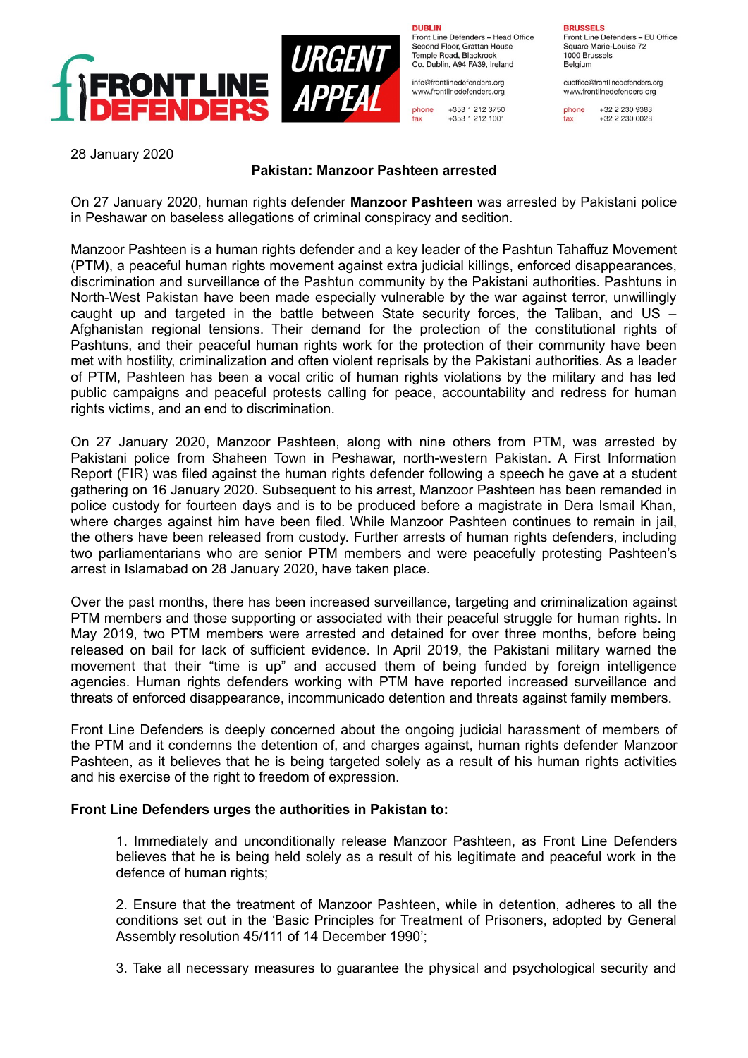FRONT LINE DEFENDERS

URGENT APPEAL

**DUBLIN**
Front Line Defenders – Head Office
Second Floor, Grattan House
Temple Road, Blackrock
Co. Dublin, A94 FA39, Ireland

info@frontlinedefenders.org
www.frontlinedefenders.org

phone +353 1 212 3750
fax +353 1 212 1001

**BRUSSELS**
Front Line Defenders – EU Office
Square Marie-Louise 72
1000 Brussels
Belgium

euoffice@frontlinedefenders.org
www.frontlinedefenders.org

phone +32 2 230 9383
fax +32 2 230 0028

28 January 2020

**Pakistan: Manzoor Pashteen arrested**

On 27 January 2020, human rights defender **Manzoor Pashteen** was arrested by Pakistani police in Peshawar on baseless allegations of criminal conspiracy and sedition.

Manzoor Pashteen is a human rights defender and a key leader of the Pashtun Tahaffuz Movement (PTM), a peaceful human rights movement against extra judicial killings, enforced disappearances, discrimination and surveillance of the Pashtun community by the Pakistani authorities. Pashtuns in North-West Pakistan have been made especially vulnerable by the war against terror, unwillingly caught up and targeted in the battle between State security forces, the Taliban, and US – Afghanistan regional tensions. Their demand for the protection of the constitutional rights of Pashtuns, and their peaceful human rights work for the protection of their community have been met with hostility, criminalization and often violent reprisals by the Pakistani authorities. As a leader of PTM, Pashteen has been a vocal critic of human rights violations by the military and has led public campaigns and peaceful protests calling for peace, accountability and redress for human rights victims, and an end to discrimination.

On 27 January 2020, Manzoor Pashteen, along with nine others from PTM, was arrested by Pakistani police from Shaheen Town in Peshawar, north-western Pakistan. A First Information Report (FIR) was filed against the human rights defender following a speech he gave at a student gathering on 16 January 2020. Subsequent to his arrest, Manzoor Pashteen has been remanded in police custody for fourteen days and is to be produced before a magistrate in Dera Ismail Khan, where charges against him have been filed. While Manzoor Pashteen continues to remain in jail, the others have been released from custody. Further arrests of human rights defenders, including two parliamentarians who are senior PTM members and were peacefully protesting Pashteen's arrest in Islamabad on 28 January 2020, have taken place.

Over the past months, there has been increased surveillance, targeting and criminalization against PTM members and those supporting or associated with their peaceful struggle for human rights. In May 2019, two PTM members were arrested and detained for over three months, before being released on bail for lack of sufficient evidence. In April 2019, the Pakistani military warned the movement that their "time is up" and accused them of being funded by foreign intelligence agencies. Human rights defenders working with PTM have reported increased surveillance and threats of enforced disappearance, incommunicado detention and threats against family members.

Front Line Defenders is deeply concerned about the ongoing judicial harassment of members of the PTM and it condemns the detention of, and charges against, human rights defender Manzoor Pashteen, as it believes that he is being targeted solely as a result of his human rights activities and his exercise of the right to freedom of expression.

**Front Line Defenders urges the authorities in Pakistan to:**

1. Immediately and unconditionally release Manzoor Pashteen, as Front Line Defenders believes that he is being held solely as a result of his legitimate and peaceful work in the defence of human rights;

2. Ensure that the treatment of Manzoor Pashteen, while in detention, adheres to all the conditions set out in the 'Basic Principles for Treatment of Prisoners, adopted by General Assembly resolution 45/111 of 14 December 1990';

3. Take all necessary measures to guarantee the physical and psychological security and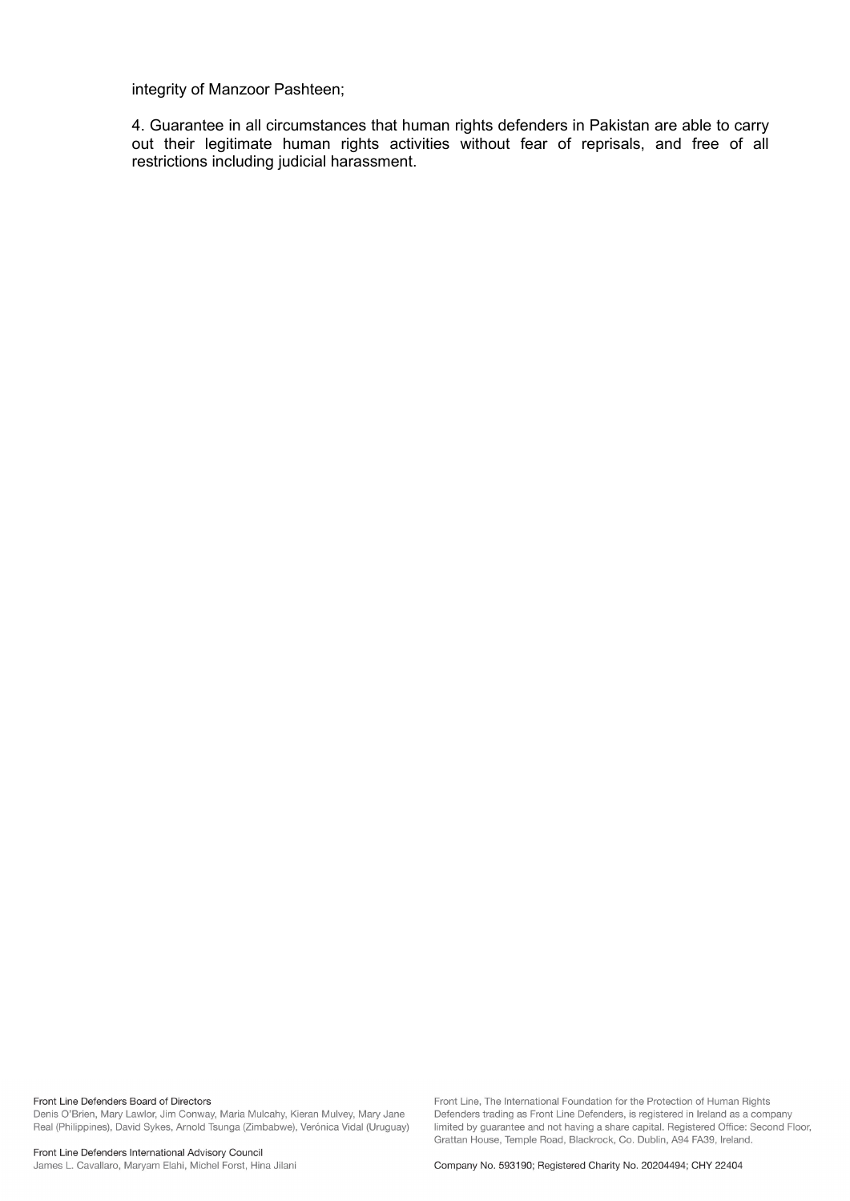integrity of Manzoor Pashteen;

4. Guarantee in all circumstances that human rights defenders in Pakistan are able to carry out their legitimate human rights activities without fear of reprisals, and free of all restrictions including judicial harassment.